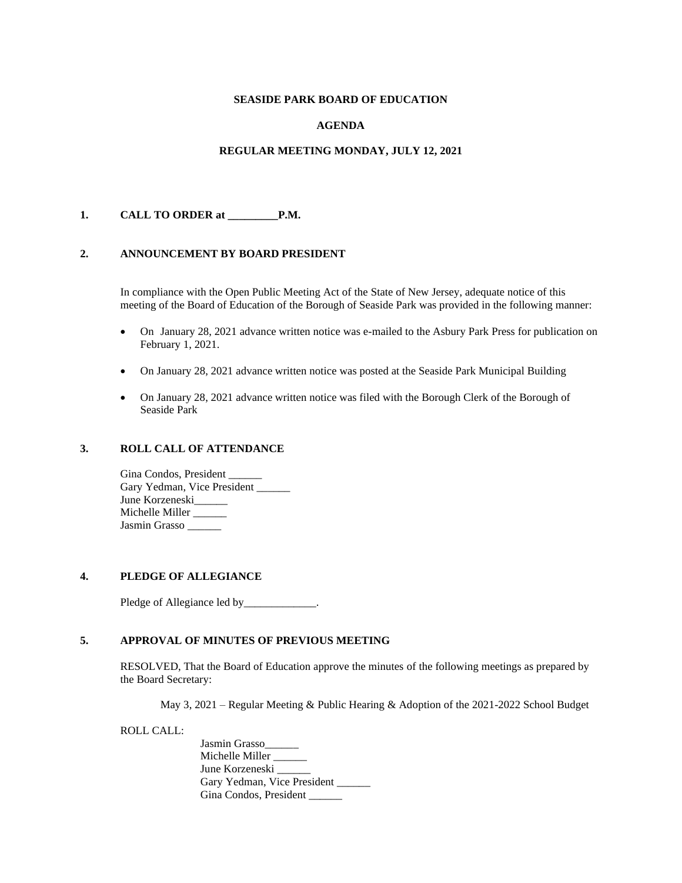**SEASIDE PARK BOARD OF EDUCATION**

**AGENDA**

**REGULAR MEETING MONDAY, JULY 12, 2021**

**1. CALL TO ORDER at _________P.M.**

**2. ANNOUNCEMENT BY BOARD PRESIDENT**

In compliance with the Open Public Meeting Act of the State of New Jersey, adequate notice of this meeting of the Board of Education of the Borough of Seaside Park was provided in the following manner:

- On January 28, 2021 advance written notice was e-mailed to the Asbury Park Press for publication on February 1, 2021.
- On January 28, 2021 advance written notice was posted at the Seaside Park Municipal Building
- On January 28, 2021 advance written notice was filed with the Borough Clerk of the Borough of Seaside Park

**3. ROLL CALL OF ATTENDANCE**

Gina Condos, President ______
Gary Yedman, Vice President ______
June Korzeneski______
Michelle Miller ______
Jasmin Grasso ______

**4. PLEDGE OF ALLEGIANCE**

Pledge of Allegiance led by_____________.

**5. APPROVAL OF MINUTES OF PREVIOUS MEETING**

RESOLVED, That the Board of Education approve the minutes of the following meetings as prepared by the Board Secretary:

May 3, 2021 – Regular Meeting & Public Hearing & Adoption of the 2021-2022 School Budget

ROLL CALL:

Jasmin Grasso______
Michelle Miller ______
June Korzeneski ______
Gary Yedman, Vice President ______
Gina Condos, President ______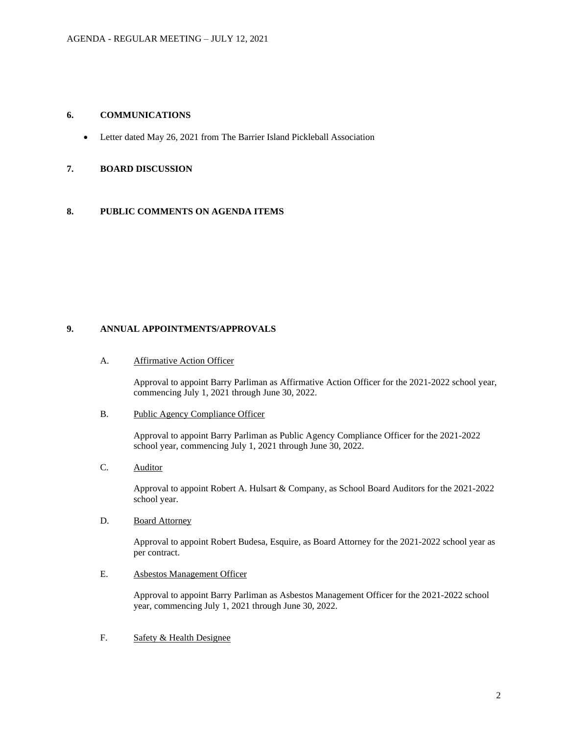## 6. COMMUNICATIONS

- Letter dated May 26, 2021 from The Barrier Island Pickleball Association

## 7. BOARD DISCUSSION

## 8. PUBLIC COMMENTS ON AGENDA ITEMS

## 9. ANNUAL APPOINTMENTS/APPROVALS

A. Affirmative Action Officer

Approval to appoint Barry Parliman as Affirmative Action Officer for the 2021-2022 school year, commencing July 1, 2021 through June 30, 2022.

B. Public Agency Compliance Officer

Approval to appoint Barry Parliman as Public Agency Compliance Officer for the 2021-2022 school year, commencing July 1, 2021 through June 30, 2022.

C. Auditor

Approval to appoint Robert A. Hulsart & Company, as School Board Auditors for the 2021-2022 school year.

D. Board Attorney

Approval to appoint Robert Budesa, Esquire, as Board Attorney for the 2021-2022 school year as per contract.

E. Asbestos Management Officer

Approval to appoint Barry Parliman as Asbestos Management Officer for the 2021-2022 school year, commencing July 1, 2021 through June 30, 2022.

F. Safety & Health Designee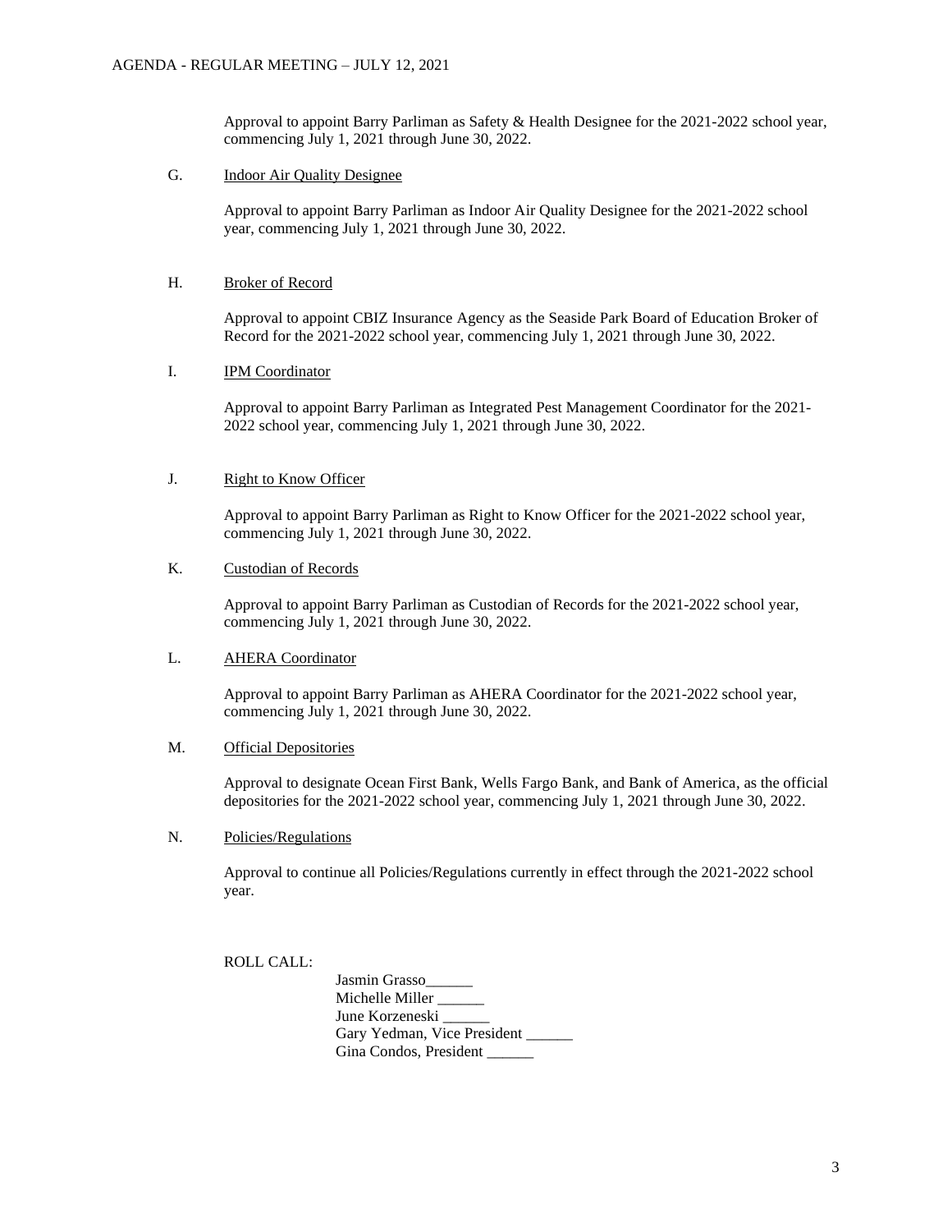Approval to appoint Barry Parliman as Safety & Health Designee for the 2021-2022 school year, commencing July 1, 2021 through June 30, 2022.

G. Indoor Air Quality Designee

Approval to appoint Barry Parliman as Indoor Air Quality Designee for the 2021-2022 school year, commencing July 1, 2021 through June 30, 2022.

H. Broker of Record

Approval to appoint CBIZ Insurance Agency as the Seaside Park Board of Education Broker of Record for the 2021-2022 school year, commencing July 1, 2021 through June 30, 2022.

I. IPM Coordinator

Approval to appoint Barry Parliman as Integrated Pest Management Coordinator for the 2021-2022 school year, commencing July 1, 2021 through June 30, 2022.

J. Right to Know Officer

Approval to appoint Barry Parliman as Right to Know Officer for the 2021-2022 school year, commencing July 1, 2021 through June 30, 2022.

K. Custodian of Records

Approval to appoint Barry Parliman as Custodian of Records for the 2021-2022 school year, commencing July 1, 2021 through June 30, 2022.

L. AHERA Coordinator

Approval to appoint Barry Parliman as AHERA Coordinator for the 2021-2022 school year, commencing July 1, 2021 through June 30, 2022.

M. Official Depositories

Approval to designate Ocean First Bank, Wells Fargo Bank, and Bank of America, as the official depositories for the 2021-2022 school year, commencing July 1, 2021 through June 30, 2022.

N. Policies/Regulations

Approval to continue all Policies/Regulations currently in effect through the 2021-2022 school year.

ROLL CALL:

Jasmin Grasso______
Michelle Miller ______
June Korzeneski ______
Gary Yedman, Vice President ______
Gina Condos, President ______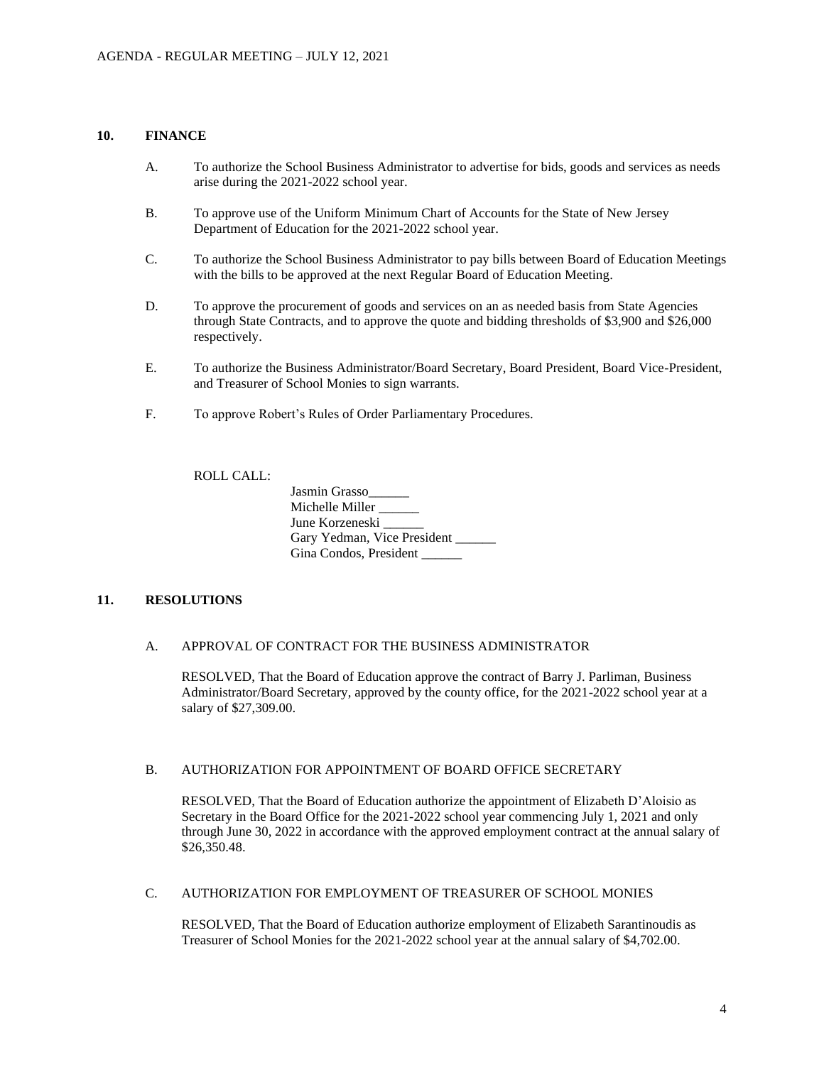## 10. FINANCE

A. To authorize the School Business Administrator to advertise for bids, goods and services as needs arise during the 2021-2022 school year.

B. To approve use of the Uniform Minimum Chart of Accounts for the State of New Jersey Department of Education for the 2021-2022 school year.

C. To authorize the School Business Administrator to pay bills between Board of Education Meetings with the bills to be approved at the next Regular Board of Education Meeting.

D. To approve the procurement of goods and services on an as needed basis from State Agencies through State Contracts, and to approve the quote and bidding thresholds of $3,900 and $26,000 respectively.

E. To authorize the Business Administrator/Board Secretary, Board President, Board Vice-President, and Treasurer of School Monies to sign warrants.

F. To approve Robert's Rules of Order Parliamentary Procedures.

ROLL CALL:

Jasmin Grasso______
Michelle Miller ______
June Korzeneski ______
Gary Yedman, Vice President ______
Gina Condos, President ______

## 11. RESOLUTIONS

A. APPROVAL OF CONTRACT FOR THE BUSINESS ADMINISTRATOR

RESOLVED, That the Board of Education approve the contract of Barry J. Parliman, Business Administrator/Board Secretary, approved by the county office, for the 2021-2022 school year at a salary of $27,309.00.

B. AUTHORIZATION FOR APPOINTMENT OF BOARD OFFICE SECRETARY

RESOLVED, That the Board of Education authorize the appointment of Elizabeth D'Aloisio as Secretary in the Board Office for the 2021-2022 school year commencing July 1, 2021 and only through June 30, 2022 in accordance with the approved employment contract at the annual salary of $26,350.48.

C. AUTHORIZATION FOR EMPLOYMENT OF TREASURER OF SCHOOL MONIES

RESOLVED, That the Board of Education authorize employment of Elizabeth Sarantinoudis as Treasurer of School Monies for the 2021-2022 school year at the annual salary of $4,702.00.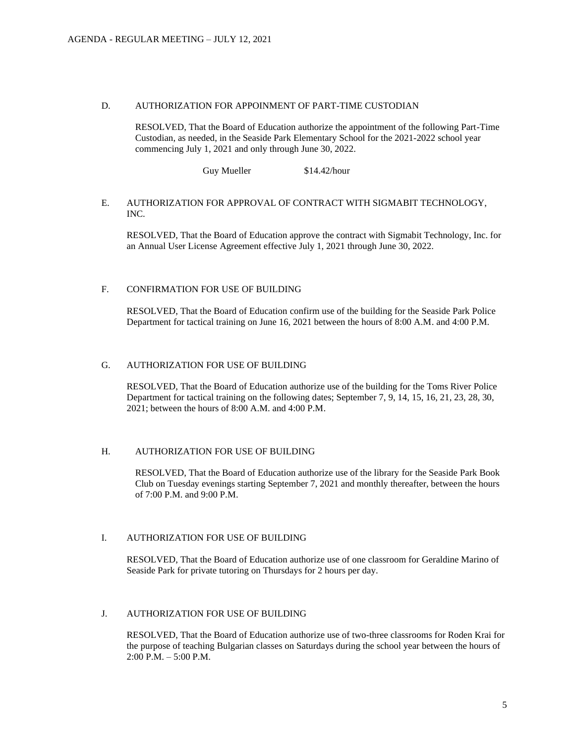D. AUTHORIZATION FOR APPOINMENT OF PART-TIME CUSTODIAN

RESOLVED, That the Board of Education authorize the appointment of the following Part-Time Custodian, as needed, in the Seaside Park Elementary School for the 2021-2022 school year commencing July 1, 2021 and only through June 30, 2022.

Guy Mueller $14.42/hour

E. AUTHORIZATION FOR APPROVAL OF CONTRACT WITH SIGMABIT TECHNOLOGY, INC.

RESOLVED, That the Board of Education approve the contract with Sigmabit Technology, Inc. for an Annual User License Agreement effective July 1, 2021 through June 30, 2022.

F. CONFIRMATION FOR USE OF BUILDING

RESOLVED, That the Board of Education confirm use of the building for the Seaside Park Police Department for tactical training on June 16, 2021 between the hours of 8:00 A.M. and 4:00 P.M.

G. AUTHORIZATION FOR USE OF BUILDING

RESOLVED, That the Board of Education authorize use of the building for the Toms River Police Department for tactical training on the following dates; September 7, 9, 14, 15, 16, 21, 23, 28, 30, 2021; between the hours of 8:00 A.M. and 4:00 P.M.

H. AUTHORIZATION FOR USE OF BUILDING

RESOLVED, That the Board of Education authorize use of the library for the Seaside Park Book Club on Tuesday evenings starting September 7, 2021 and monthly thereafter, between the hours of 7:00 P.M. and 9:00 P.M.

I. AUTHORIZATION FOR USE OF BUILDING

RESOLVED, That the Board of Education authorize use of one classroom for Geraldine Marino of Seaside Park for private tutoring on Thursdays for 2 hours per day.

J. AUTHORIZATION FOR USE OF BUILDING

RESOLVED, That the Board of Education authorize use of two-three classrooms for Roden Krai for the purpose of teaching Bulgarian classes on Saturdays during the school year between the hours of 2:00 P.M. – 5:00 P.M.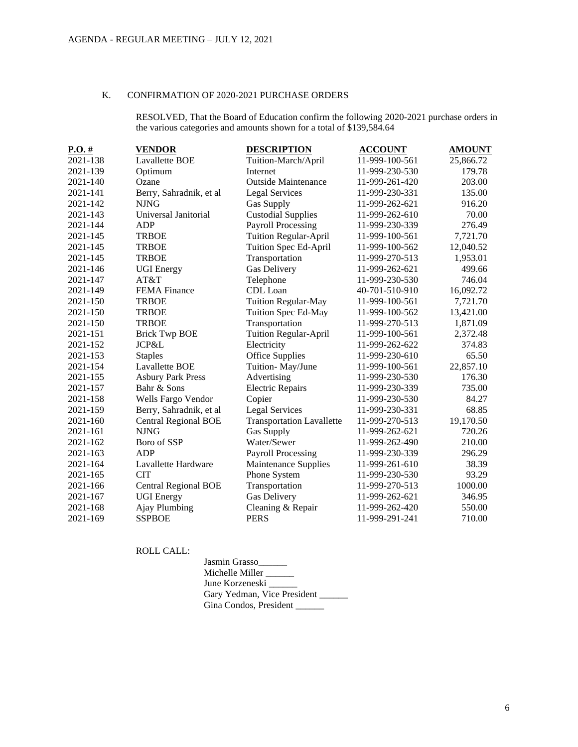## K. CONFIRMATION OF 2020-2021 PURCHASE ORDERS

RESOLVED, That the Board of Education confirm the following 2020-2021 purchase orders in the various categories and amounts shown for a total of $139,584.64

| P.O. # | VENDOR | DESCRIPTION | ACCOUNT | AMOUNT |
|---|---|---|---|---|
| 2021-138 | Lavallette BOE | Tuition-March/April | 11-999-100-561 | 25,866.72 |
| 2021-139 | Optimum | Internet | 11-999-230-530 | 179.78 |
| 2021-140 | Ozane | Outside Maintenance | 11-999-261-420 | 203.00 |
| 2021-141 | Berry, Sahradnik, et al | Legal Services | 11-999-230-331 | 135.00 |
| 2021-142 | NJNG | Gas Supply | 11-999-262-621 | 916.20 |
| 2021-143 | Universal Janitorial | Custodial Supplies | 11-999-262-610 | 70.00 |
| 2021-144 | ADP | Payroll Processing | 11-999-230-339 | 276.49 |
| 2021-145 | TRBOE | Tuition Regular-April | 11-999-100-561 | 7,721.70 |
| 2021-145 | TRBOE | Tuition Spec Ed-April | 11-999-100-562 | 12,040.52 |
| 2021-145 | TRBOE | Transportation | 11-999-270-513 | 1,953.01 |
| 2021-146 | UGI Energy | Gas Delivery | 11-999-262-621 | 499.66 |
| 2021-147 | AT&T | Telephone | 11-999-230-530 | 746.04 |
| 2021-149 | FEMA Finance | CDL Loan | 40-701-510-910 | 16,092.72 |
| 2021-150 | TRBOE | Tuition Regular-May | 11-999-100-561 | 7,721.70 |
| 2021-150 | TRBOE | Tuition Spec Ed-May | 11-999-100-562 | 13,421.00 |
| 2021-150 | TRBOE | Transportation | 11-999-270-513 | 1,871.09 |
| 2021-151 | Brick Twp BOE | Tuition Regular-April | 11-999-100-561 | 2,372.48 |
| 2021-152 | JCP&L | Electricity | 11-999-262-622 | 374.83 |
| 2021-153 | Staples | Office Supplies | 11-999-230-610 | 65.50 |
| 2021-154 | Lavallette BOE | Tuition- May/June | 11-999-100-561 | 22,857.10 |
| 2021-155 | Asbury Park Press | Advertising | 11-999-230-530 | 176.30 |
| 2021-157 | Bahr & Sons | Electric Repairs | 11-999-230-339 | 735.00 |
| 2021-158 | Wells Fargo Vendor | Copier | 11-999-230-530 | 84.27 |
| 2021-159 | Berry, Sahradnik, et al | Legal Services | 11-999-230-331 | 68.85 |
| 2021-160 | Central Regional BOE | Transportation Lavallette | 11-999-270-513 | 19,170.50 |
| 2021-161 | NJNG | Gas Supply | 11-999-262-621 | 720.26 |
| 2021-162 | Boro of SSP | Water/Sewer | 11-999-262-490 | 210.00 |
| 2021-163 | ADP | Payroll Processing | 11-999-230-339 | 296.29 |
| 2021-164 | Lavallette Hardware | Maintenance Supplies | 11-999-261-610 | 38.39 |
| 2021-165 | CIT | Phone System | 11-999-230-530 | 93.29 |
| 2021-166 | Central Regional BOE | Transportation | 11-999-270-513 | 1000.00 |
| 2021-167 | UGI Energy | Gas Delivery | 11-999-262-621 | 346.95 |
| 2021-168 | Ajay Plumbing | Cleaning & Repair | 11-999-262-420 | 550.00 |
| 2021-169 | SSPBOE | PERS | 11-999-291-241 | 710.00 |

ROLL CALL:

Jasmin Grasso______
Michelle Miller ______
June Korzeneski ______
Gary Yedman, Vice President ______
Gina Condos, President ______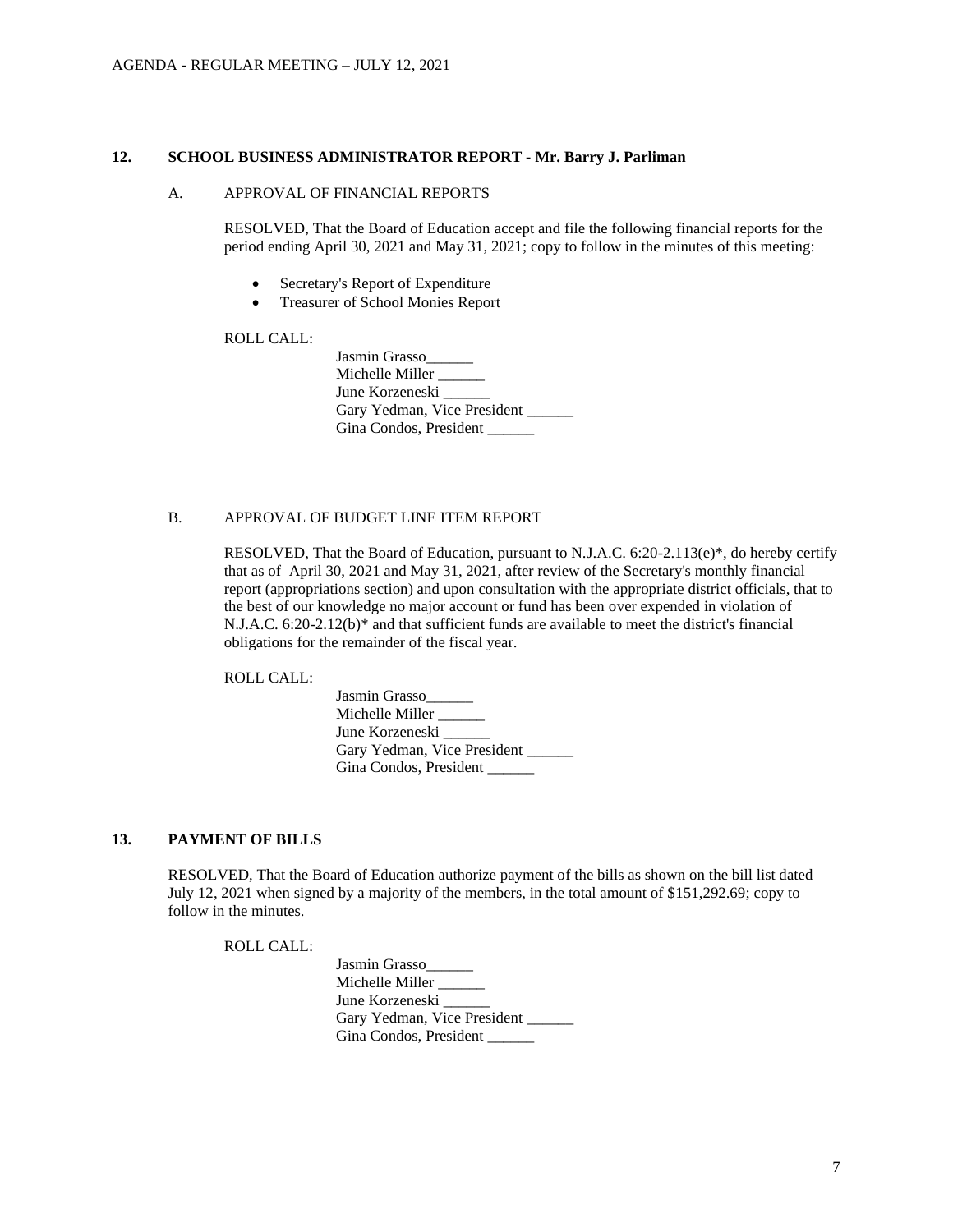## 12. SCHOOL BUSINESS ADMINISTRATOR REPORT - Mr. Barry J. Parliman

### A. APPROVAL OF FINANCIAL REPORTS

RESOLVED, That the Board of Education accept and file the following financial reports for the period ending April 30, 2021 and May 31, 2021; copy to follow in the minutes of this meeting:

- Secretary's Report of Expenditure
- Treasurer of School Monies Report

ROLL CALL:

Jasmin Grasso______
Michelle Miller ______
June Korzeneski ______
Gary Yedman, Vice President ______
Gina Condos, President ______

### B. APPROVAL OF BUDGET LINE ITEM REPORT

RESOLVED, That the Board of Education, pursuant to N.J.A.C. 6:20-2.113(e)*, do hereby certify that as of April 30, 2021 and May 31, 2021, after review of the Secretary's monthly financial report (appropriations section) and upon consultation with the appropriate district officials, that to the best of our knowledge no major account or fund has been over expended in violation of N.J.A.C. 6:20-2.12(b)* and that sufficient funds are available to meet the district's financial obligations for the remainder of the fiscal year.

ROLL CALL:

Jasmin Grasso______
Michelle Miller ______
June Korzeneski ______
Gary Yedman, Vice President ______
Gina Condos, President ______

## 13. PAYMENT OF BILLS

RESOLVED, That the Board of Education authorize payment of the bills as shown on the bill list dated July 12, 2021 when signed by a majority of the members, in the total amount of $151,292.69; copy to follow in the minutes.

ROLL CALL:

Jasmin Grasso______
Michelle Miller ______
June Korzeneski ______
Gary Yedman, Vice President ______
Gina Condos, President ______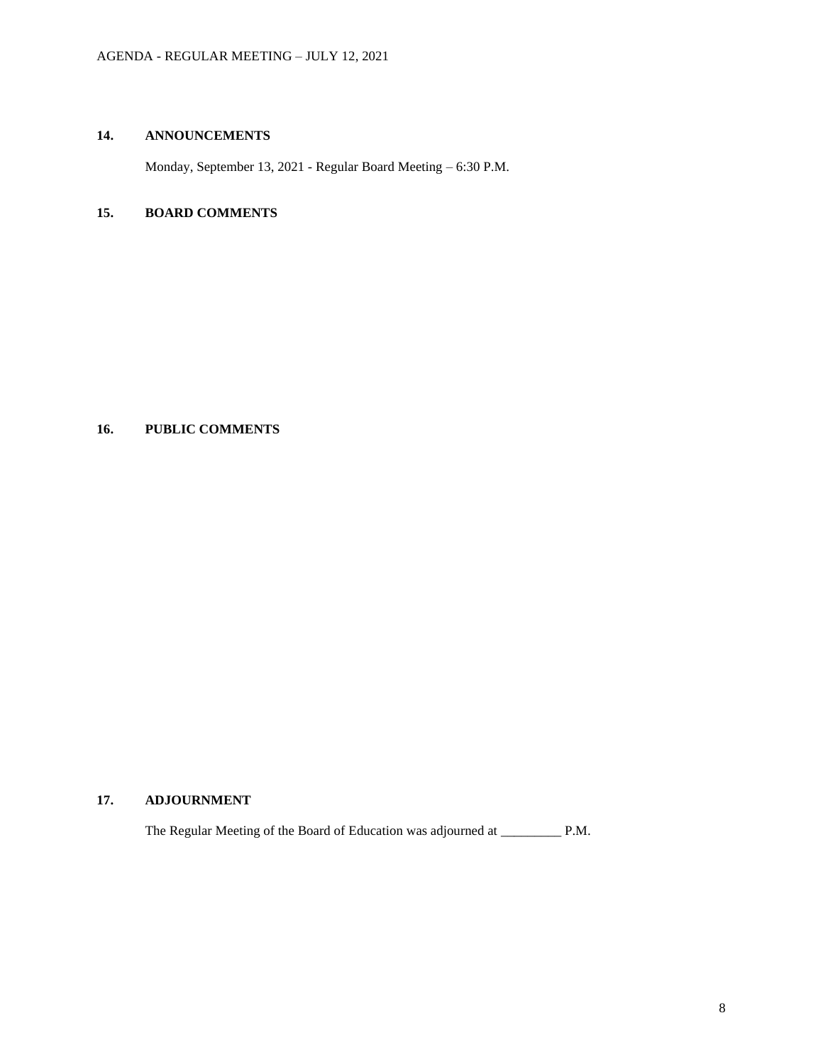**14. ANNOUNCEMENTS**

Monday, September 13, 2021 - Regular Board Meeting – 6:30 P.M.

**15. BOARD COMMENTS**

**16. PUBLIC COMMENTS**

**17. ADJOURNMENT**

The Regular Meeting of the Board of Education was adjourned at _________ P.M.